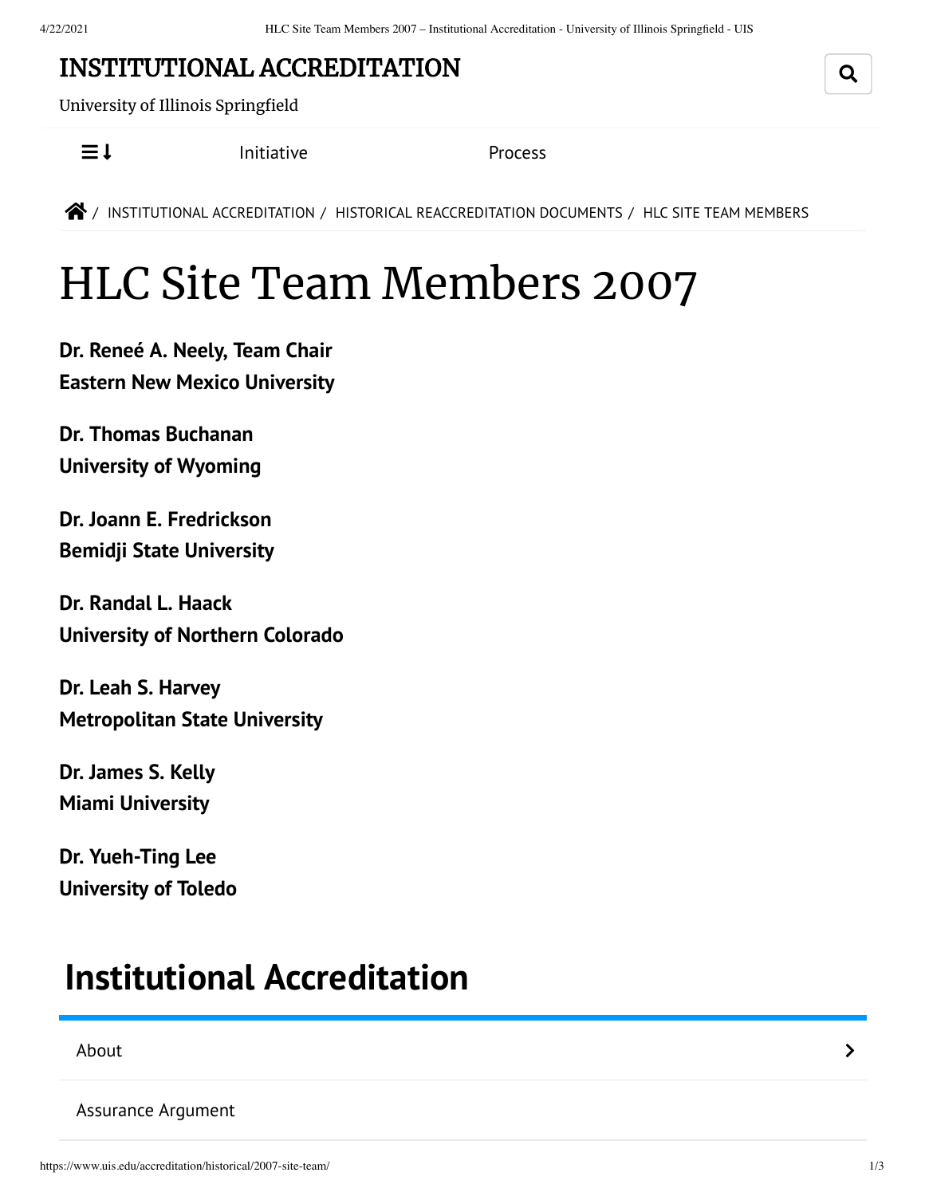# INSTITUTIONAL ACCREDITATION

University of Illinois Springfield

Initiative

Process

/ INSTITUTIONAL ACCREDITATION / HISTORICAL REACCREDITATION DOCUMENTS / HLC SITE TEAM MEMBERS

# HLC Site Team Members 2007

**Dr. Reneé A. Neely, Team Chair**
**Eastern New Mexico University**

**Dr. Thomas Buchanan**
**University of Wyoming**

**Dr. Joann E. Fredrickson**
**Bemidji State University**

**Dr. Randal L. Haack**
**University of Northern Colorado**

**Dr. Leah S. Harvey**
**Metropolitan State University**

**Dr. James S. Kelly**
**Miami University**

**Dr. Yueh-Ting Lee**
**University of Toledo**

## Institutional Accreditation

About

Assurance Argument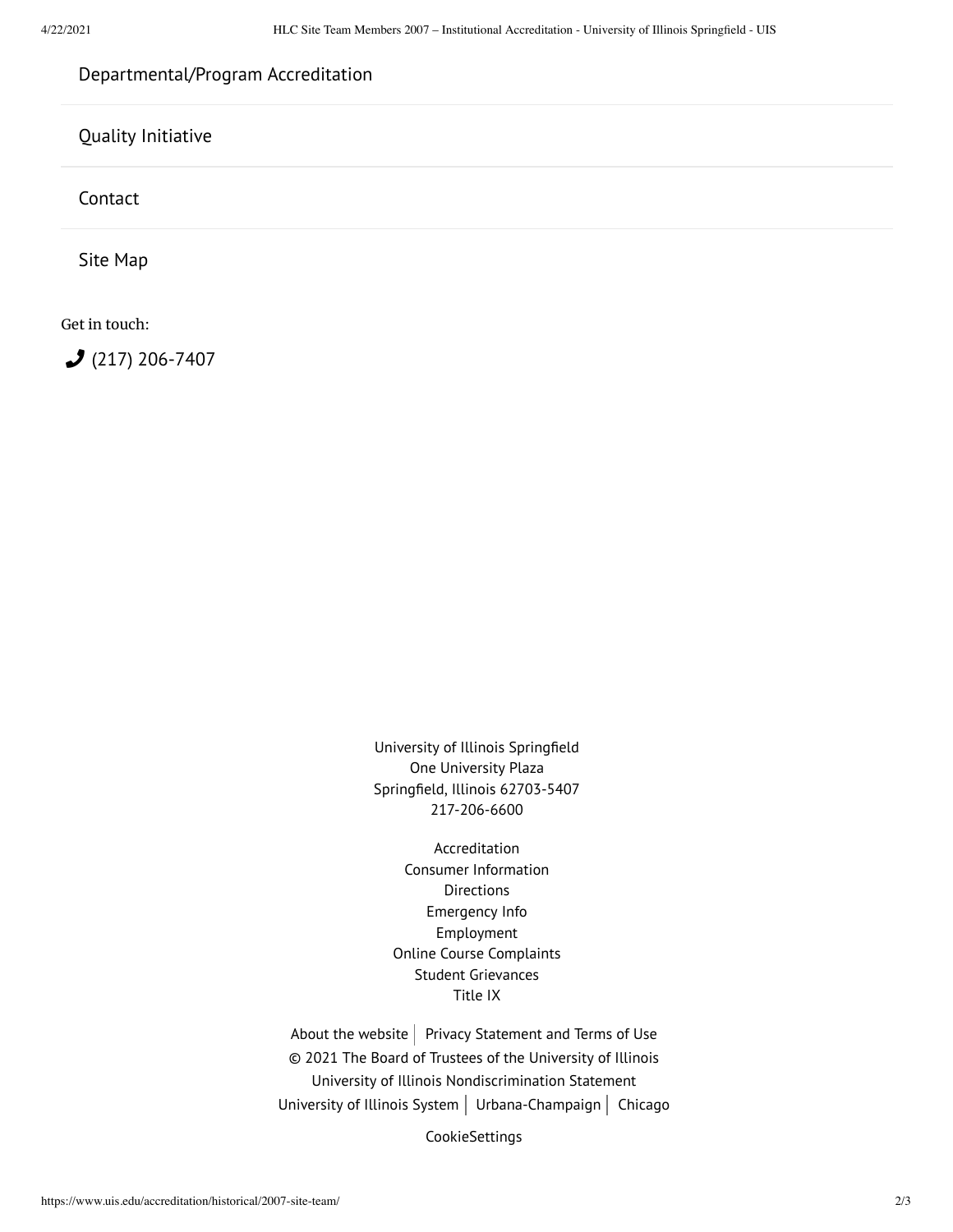Departmental/Program Accreditation

Quality Initiative

Contact

Site Map

Get in touch:

(217) 206-7407

University of Illinois Springfield
One University Plaza
Springfield, Illinois 62703-5407
217-206-6600

Accreditation
Consumer Information
Directions
Emergency Info
Employment
Online Course Complaints
Student Grievances
Title IX

About the website | Privacy Statement and Terms of Use
© 2021 The Board of Trustees of the University of Illinois
University of Illinois Nondiscrimination Statement
University of Illinois System | Urbana-Champaign | Chicago

CookieSettings